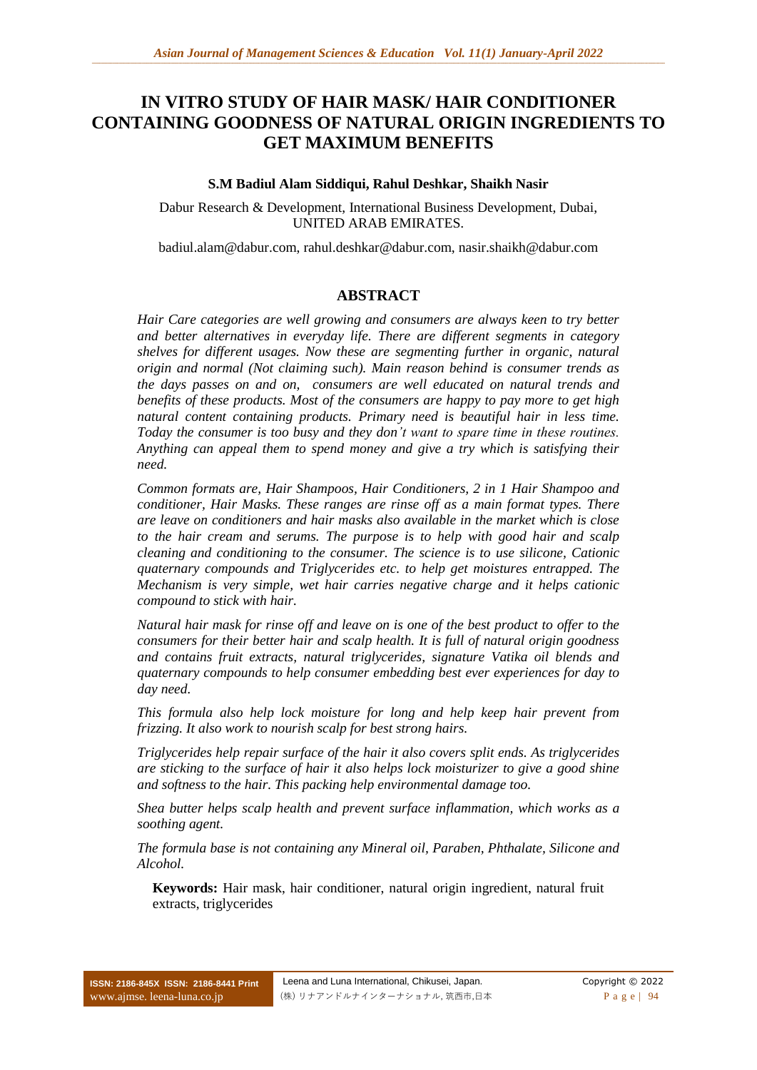# IN VITRO STUDY OF HAIR MASK/ HAIR CONDITIONER CONTAINING GOODNESS OF NATURAL ORIGIN INGREDIENTS TO GET MAXIMUM BENEFITS

**S.M Badiul Alam Siddiqui, Rahul Deshkar, Shaikh Nasir**

Dabur Research & Development, International Business Development, Dubai, UNITED ARAB EMIRATES.

badiul.alam@dabur.com, rahul.deshkar@dabur.com, nasir.shaikh@dabur.com

## ABSTRACT

*Hair Care categories are well growing and consumers are always keen to try better and better alternatives in everyday life. There are different segments in category shelves for different usages. Now these are segmenting further in organic, natural origin and normal (Not claiming such). Main reason behind is consumer trends as the days passes on and on, consumers are well educated on natural trends and benefits of these products. Most of the consumers are happy to pay more to get high natural content containing products. Primary need is beautiful hair in less time. Today the consumer is too busy and they don't want to spare time in these routines. Anything can appeal them to spend money and give a try which is satisfying their need.*

*Common formats are, Hair Shampoos, Hair Conditioners, 2 in 1 Hair Shampoo and conditioner, Hair Masks. These ranges are rinse off as a main format types. There are leave on conditioners and hair masks also available in the market which is close to the hair cream and serums. The purpose is to help with good hair and scalp cleaning and conditioning to the consumer. The science is to use silicone, Cationic quaternary compounds and Triglycerides etc. to help get moistures entrapped. The Mechanism is very simple, wet hair carries negative charge and it helps cationic compound to stick with hair.*

*Natural hair mask for rinse off and leave on is one of the best product to offer to the consumers for their better hair and scalp health. It is full of natural origin goodness and contains fruit extracts, natural triglycerides, signature Vatika oil blends and quaternary compounds to help consumer embedding best ever experiences for day to day need.*

*This formula also help lock moisture for long and help keep hair prevent from frizzing. It also work to nourish scalp for best strong hairs.*

*Triglycerides help repair surface of the hair it also covers split ends. As triglycerides are sticking to the surface of hair it also helps lock moisturizer to give a good shine and softness to the hair. This packing help environmental damage too.*

*Shea butter helps scalp health and prevent surface inflammation, which works as a soothing agent.*

*The formula base is not containing any Mineral oil, Paraben, Phthalate, Silicone and Alcohol.*

**Keywords:** Hair mask, hair conditioner, natural origin ingredient, natural fruit extracts, triglycerides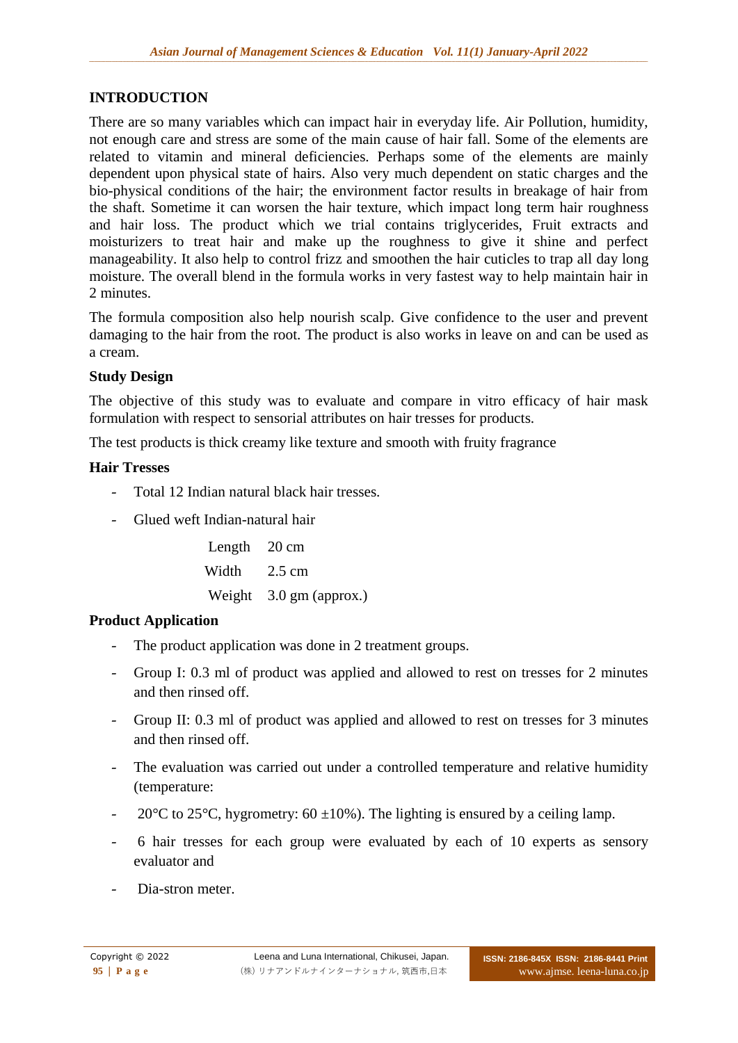## INTRODUCTION

There are so many variables which can impact hair in everyday life. Air Pollution, humidity, not enough care and stress are some of the main cause of hair fall. Some of the elements are related to vitamin and mineral deficiencies. Perhaps some of the elements are mainly dependent upon physical state of hairs. Also very much dependent on static charges and the bio-physical conditions of the hair; the environment factor results in breakage of hair from the shaft. Sometime it can worsen the hair texture, which impact long term hair roughness and hair loss. The product which we trial contains triglycerides, Fruit extracts and moisturizers to treat hair and make up the roughness to give it shine and perfect manageability. It also help to control frizz and smoothen the hair cuticles to trap all day long moisture. The overall blend in the formula works in very fastest way to help maintain hair in 2 minutes.

The formula composition also help nourish scalp. Give confidence to the user and prevent damaging to the hair from the root. The product is also works in leave on and can be used as a cream.

### Study Design

The objective of this study was to evaluate and compare in vitro efficacy of hair mask formulation with respect to sensorial attributes on hair tresses for products.

The test products is thick creamy like texture and smooth with fruity fragrance

### Hair Tresses

- Total 12 Indian natural black hair tresses.
- Glued weft Indian-natural hair

| | |
|---|---|
| Length | 20 cm |
| Width | 2.5 cm |
| Weight | 3.0 gm (approx.) |

### Product Application

- The product application was done in 2 treatment groups.
- Group I: 0.3 ml of product was applied and allowed to rest on tresses for 2 minutes and then rinsed off.
- Group II: 0.3 ml of product was applied and allowed to rest on tresses for 3 minutes and then rinsed off.
- The evaluation was carried out under a controlled temperature and relative humidity (temperature:
- 20°C to 25°C, hygrometry: 60 ±10%). The lighting is ensured by a ceiling lamp.
- 6 hair tresses for each group were evaluated by each of 10 experts as sensory evaluator and
- Dia-stron meter.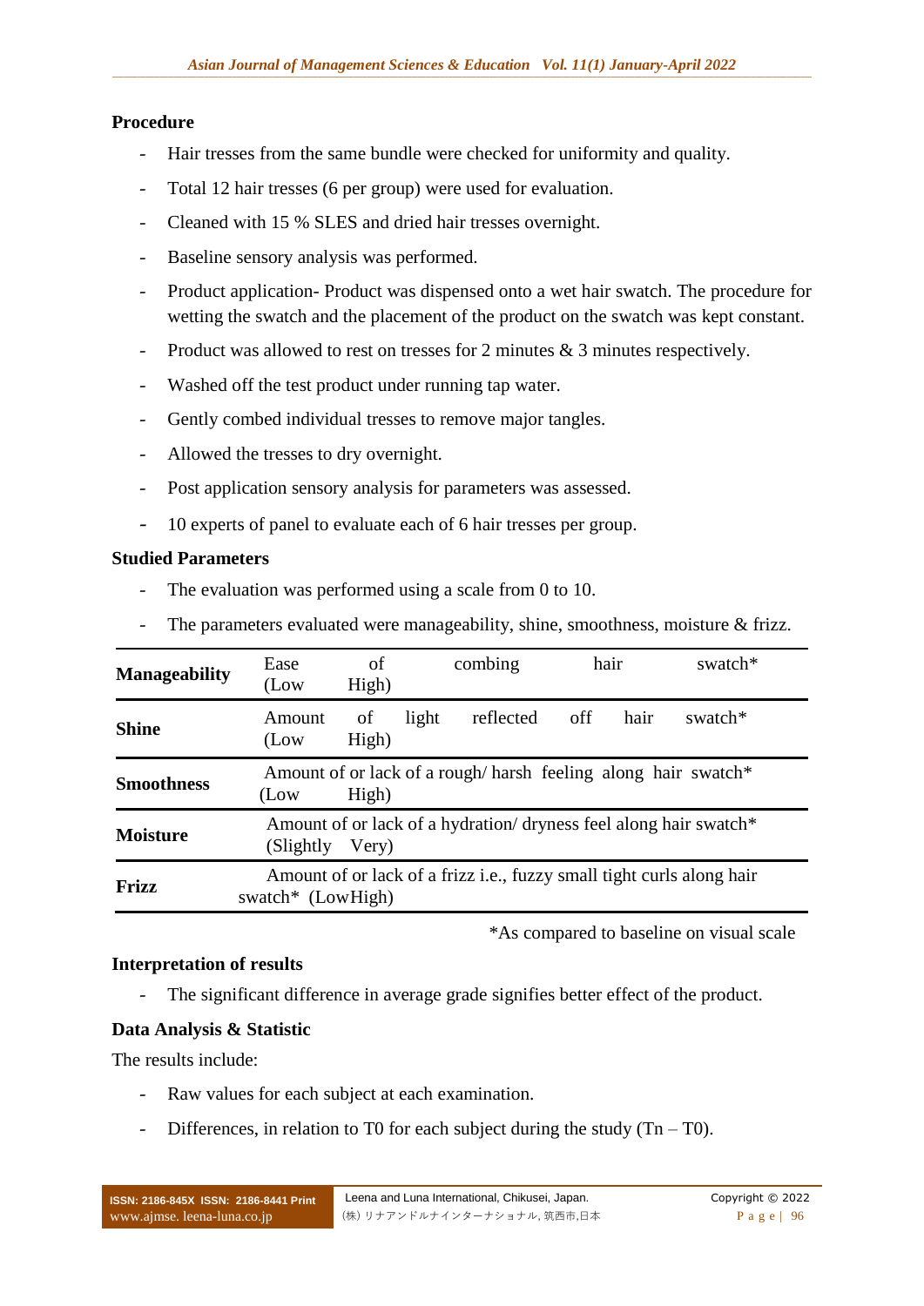**Procedure**

- Hair tresses from the same bundle were checked for uniformity and quality.
- Total 12 hair tresses (6 per group) were used for evaluation.
- Cleaned with 15 % SLES and dried hair tresses overnight.
- Baseline sensory analysis was performed.
- Product application- Product was dispensed onto a wet hair swatch. The procedure for wetting the swatch and the placement of the product on the swatch was kept constant.
- Product was allowed to rest on tresses for 2 minutes & 3 minutes respectively.
- Washed off the test product under running tap water.
- Gently combed individual tresses to remove major tangles.
- Allowed the tresses to dry overnight.
- Post application sensory analysis for parameters was assessed.
- 10 experts of panel to evaluate each of 6 hair tresses per group.

**Studied Parameters**

- The evaluation was performed using a scale from 0 to 10.
- The parameters evaluated were manageability, shine, smoothness, moisture & frizz.

| | |
|---|---|
| **Manageability** | Ease of combing hair swatch* (Low High) |
| **Shine** | Amount of light reflected off hair swatch* (Low High) |
| **Smoothness** | Amount of or lack of a rough/ harsh feeling along hair swatch* (Low High) |
| **Moisture** | Amount of or lack of a hydration/ dryness feel along hair swatch* (Slightly Very) |
| **Frizz** | Amount of or lack of a frizz i.e., fuzzy small tight curls along hair swatch* (LowHigh) |

*As compared to baseline on visual scale

**Interpretation of results**

- The significant difference in average grade signifies better effect of the product.

**Data Analysis & Statistic**

The results include:

- Raw values for each subject at each examination.
- Differences, in relation to T0 for each subject during the study (Tn – T0).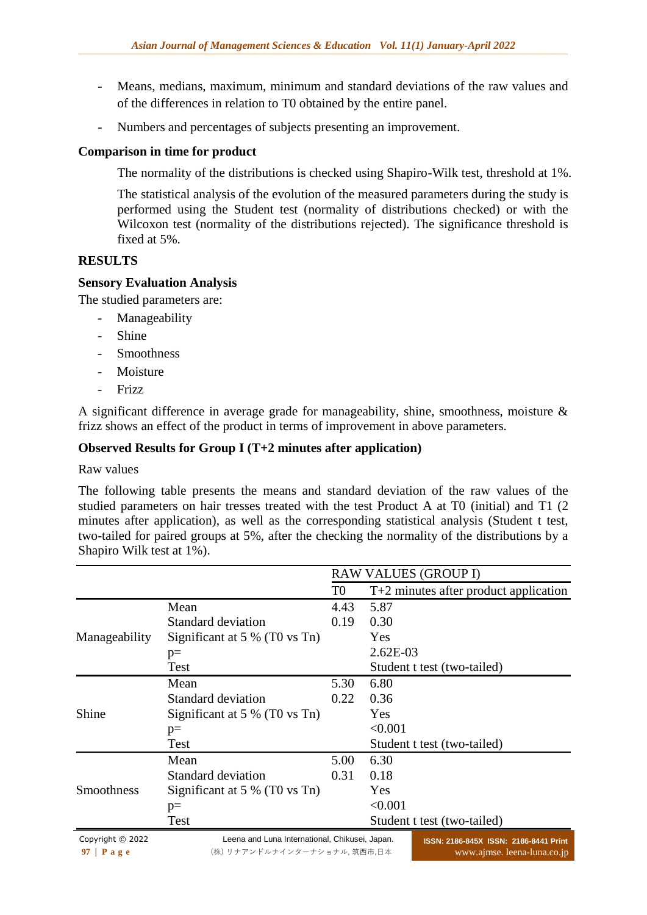- Means, medians, maximum, minimum and standard deviations of the raw values and of the differences in relation to T0 obtained by the entire panel.
- Numbers and percentages of subjects presenting an improvement.

**Comparison in time for product**

The normality of the distributions is checked using Shapiro-Wilk test, threshold at 1%.

The statistical analysis of the evolution of the measured parameters during the study is performed using the Student test (normality of distributions checked) or with the Wilcoxon test (normality of the distributions rejected). The significance threshold is fixed at 5%.

## RESULTS

### Sensory Evaluation Analysis

The studied parameters are:

- Manageability
- Shine
- Smoothness
- Moisture
- Frizz

A significant difference in average grade for manageability, shine, smoothness, moisture & frizz shows an effect of the product in terms of improvement in above parameters.

### Observed Results for Group I (T+2 minutes after application)

Raw values

The following table presents the means and standard deviation of the raw values of the studied parameters on hair tresses treated with the test Product A at T0 (initial) and T1 (2 minutes after application), as well as the corresponding statistical analysis (Student t test, two-tailed for paired groups at 5%, after the checking the normality of the distributions by a Shapiro Wilk test at 1%).

| | | RAW VALUES (GROUP I) | |
|---|---|---|---|
| | | T0 | T+2 minutes after product application |
| Manageability | Mean | 4.43 | 5.87 |
| | Standard deviation | 0.19 | 0.30 |
| | Significant at 5 % (T0 vs Tn) | | Yes |
| | p= | | 2.62E-03 |
| | Test | | Student t test (two-tailed) |
| Shine | Mean | 5.30 | 6.80 |
| | Standard deviation | 0.22 | 0.36 |
| | Significant at 5 % (T0 vs Tn) | | Yes |
| | p= | | <0.001 |
| | Test | | Student t test (two-tailed) |
| Smoothness | Mean | 5.00 | 6.30 |
| | Standard deviation | 0.31 | 0.18 |
| | Significant at 5 % (T0 vs Tn) | | Yes |
| | p= | | <0.001 |
| | Test | | Student t test (two-tailed) |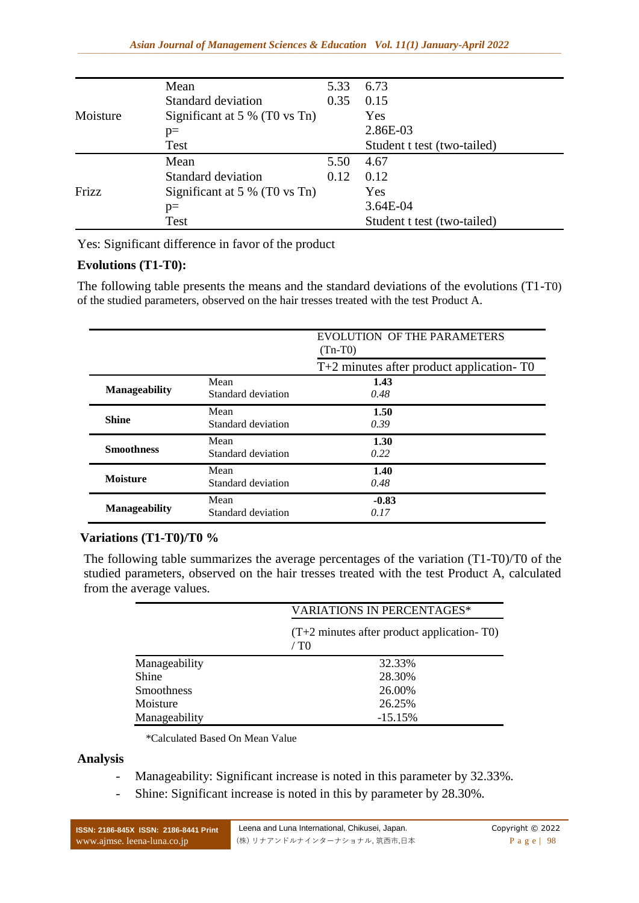| | | | |
|---|---|---|---|
| Moisture | Mean | 5.33 | 6.73 |
| | Standard deviation | 0.35 | 0.15 |
| | Significant at 5 % (T0 vs Tn) | | Yes |
| | p= | | 2.86E-03 |
| | Test | | Student t test (two-tailed) |
| Frizz | Mean | 5.50 | 4.67 |
| | Standard deviation | 0.12 | 0.12 |
| | Significant at 5 % (T0 vs Tn) | | Yes |
| | p= | | 3.64E-04 |
| | Test | | Student t test (two-tailed) |

Yes: Significant difference in favor of the product

**Evolutions (T1-T0):**

The following table presents the means and the standard deviations of the evolutions (T1-T0) of the studied parameters, observed on the hair tresses treated with the test Product A.

| | | EVOLUTION OF THE PARAMETERS (Tn-T0) |
|---|---|---|
| | | T+2 minutes after product application- T0 |
| **Manageability** | Mean | **1.43** |
| | Standard deviation | *0.48* |
| **Shine** | Mean | **1.50** |
| | Standard deviation | *0.39* |
| **Smoothness** | Mean | **1.30** |
| | Standard deviation | *0.22* |
| **Moisture** | Mean | **1.40** |
| | Standard deviation | *0.48* |
| **Manageability** | Mean | **-0.83** |
| | Standard deviation | *0.17* |

**Variations (T1-T0)/T0 %**

The following table summarizes the average percentages of the variation (T1-T0)/T0 of the studied parameters, observed on the hair tresses treated with the test Product A, calculated from the average values.

| | VARIATIONS IN PERCENTAGES* |
|---|---|
| | (T+2 minutes after product application- T0) / T0 |
| Manageability | 32.33% |
| Shine | 28.30% |
| Smoothness | 26.00% |
| Moisture | 26.25% |
| Manageability | -15.15% |

*Calculated Based On Mean Value

**Analysis**

- Manageability: Significant increase is noted in this parameter by 32.33%.
- Shine: Significant increase is noted in this by parameter by 28.30%.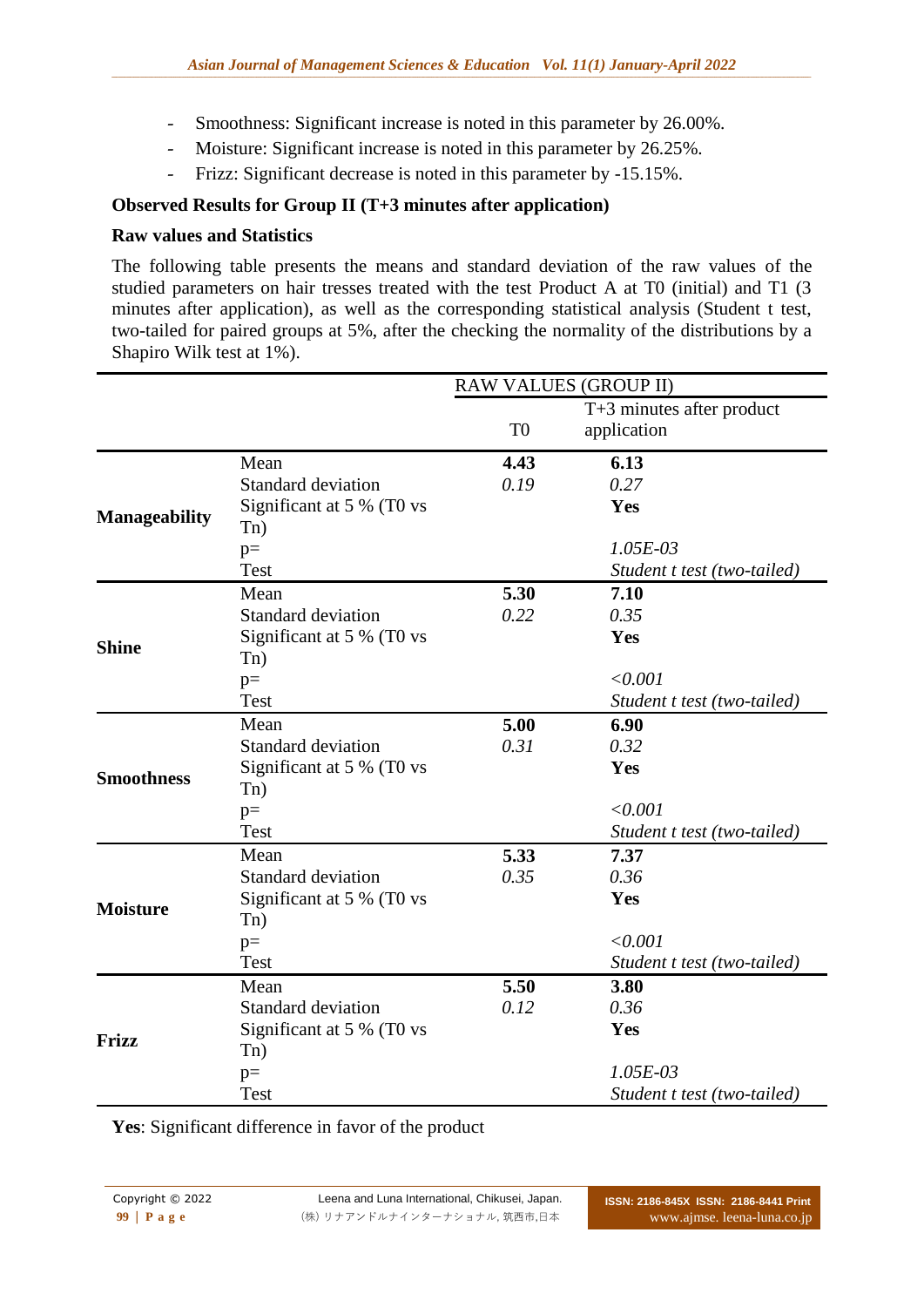- Smoothness: Significant increase is noted in this parameter by 26.00%.
- Moisture: Significant increase is noted in this parameter by 26.25%.
- Frizz: Significant decrease is noted in this parameter by -15.15%.

**Observed Results for Group II (T+3 minutes after application)**

**Raw values and Statistics**

The following table presents the means and standard deviation of the raw values of the studied parameters on hair tresses treated with the test Product A at T0 (initial) and T1 (3 minutes after application), as well as the corresponding statistical analysis (Student t test, two-tailed for paired groups at 5%, after the checking the normality of the distributions by a Shapiro Wilk test at 1%).

| | | RAW VALUES (GROUP II) | |
|---|---|---|---|
| | | T0 | T+3 minutes after product application |
| **Manageability** | Mean | **4.43** | **6.13** |
| | Standard deviation | *0.19* | *0.27* |
| | Significant at 5 % (T0 vs Tn) | | **Yes** |
| | p= | | *1.05E-03* |
| | Test | | *Student t test (two-tailed)* |
| **Shine** | Mean | **5.30** | **7.10** |
| | Standard deviation | *0.22* | *0.35* |
| | Significant at 5 % (T0 vs Tn) | | **Yes** |
| | p= | | *<0.001* |
| | Test | | *Student t test (two-tailed)* |
| **Smoothness** | Mean | **5.00** | **6.90** |
| | Standard deviation | *0.31* | *0.32* |
| | Significant at 5 % (T0 vs Tn) | | **Yes** |
| | p= | | *<0.001* |
| | Test | | *Student t test (two-tailed)* |
| **Moisture** | Mean | **5.33** | **7.37** |
| | Standard deviation | *0.35* | *0.36* |
| | Significant at 5 % (T0 vs Tn) | | **Yes** |
| | p= | | *<0.001* |
| | Test | | *Student t test (two-tailed)* |
| **Frizz** | Mean | **5.50** | **3.80** |
| | Standard deviation | *0.12* | *0.36* |
| | Significant at 5 % (T0 vs Tn) | | **Yes** |
| | p= | | *1.05E-03* |
| | Test | | *Student t test (two-tailed)* |

**Yes**: Significant difference in favor of the product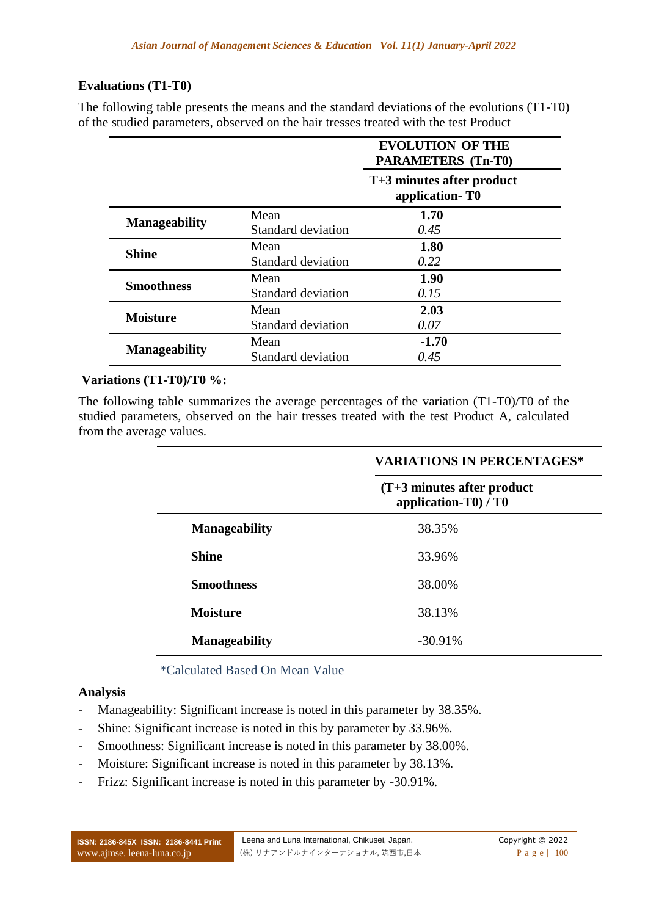### Evaluations (T1-T0)

The following table presents the means and the standard deviations of the evolutions (T1-T0) of the studied parameters, observed on the hair tresses treated with the test Product

| | | EVOLUTION OF THE PARAMETERS (Tn-T0) |
|---|---|---|
| | | T+3 minutes after product application- T0 |
| **Manageability** | Mean | **1.70** |
| | Standard deviation | *0.45* |
| **Shine** | Mean | **1.80** |
| | Standard deviation | *0.22* |
| **Smoothness** | Mean | **1.90** |
| | Standard deviation | *0.15* |
| **Moisture** | Mean | **2.03** |
| | Standard deviation | *0.07* |
| **Manageability** | Mean | **-1.70** |
| | Standard deviation | *0.45* |

### Variations (T1-T0)/T0 %:

The following table summarizes the average percentages of the variation (T1-T0)/T0 of the studied parameters, observed on the hair tresses treated with the test Product A, calculated from the average values.

| | VARIATIONS IN PERCENTAGES* |
|---|---|
| | (T+3 minutes after product application-T0) / T0 |
| **Manageability** | 38.35% |
| **Shine** | 33.96% |
| **Smoothness** | 38.00% |
| **Moisture** | 38.13% |
| **Manageability** | -30.91% |

*Calculated Based On Mean Value

### Analysis

- Manageability: Significant increase is noted in this parameter by 38.35%.
- Shine: Significant increase is noted in this by parameter by 33.96%.
- Smoothness: Significant increase is noted in this parameter by 38.00%.
- Moisture: Significant increase is noted in this parameter by 38.13%.
- Frizz: Significant increase is noted in this parameter by -30.91%.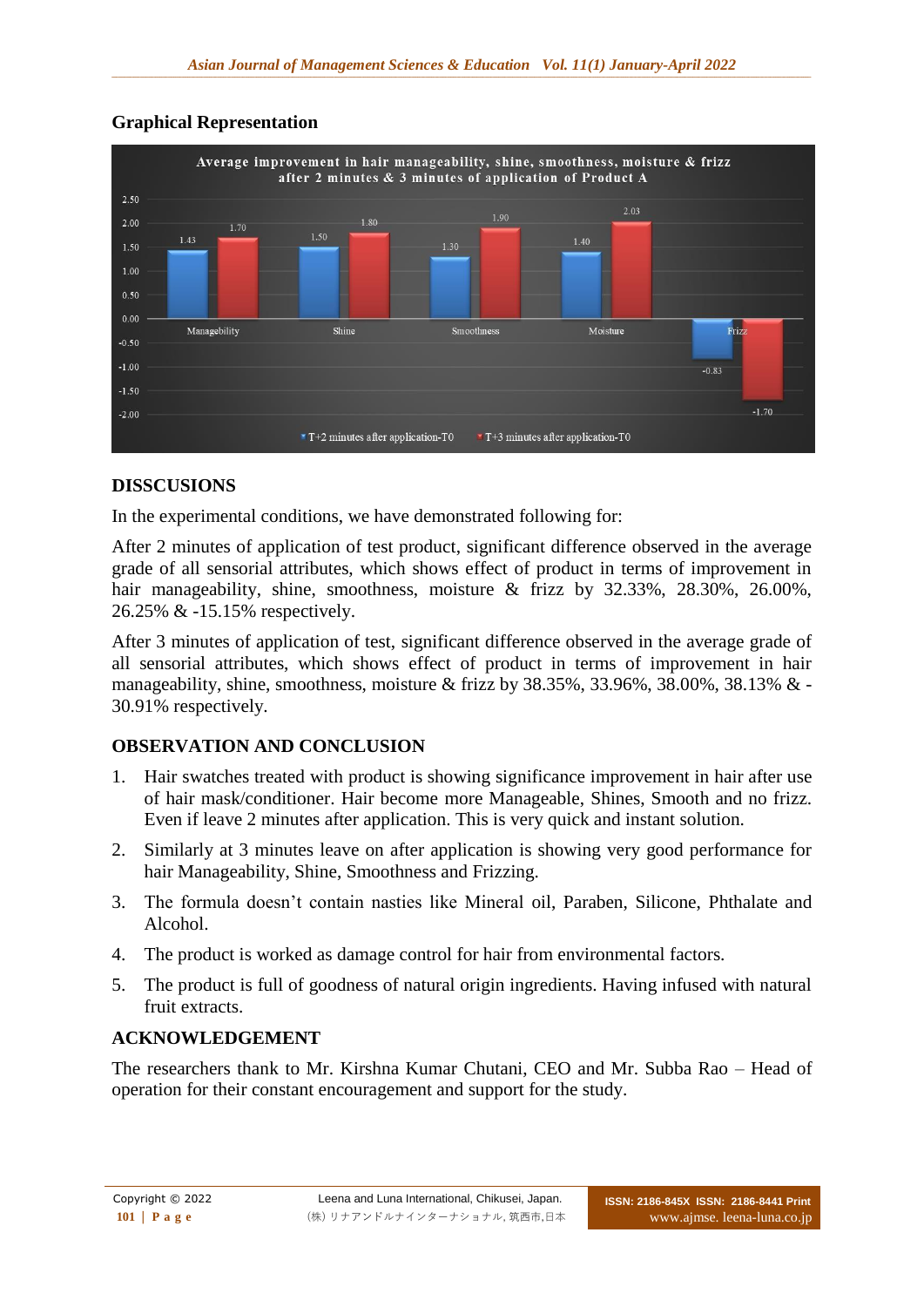## Graphical Representation

**Average improvement in hair manageability, shine, smoothness, moisture & frizz after 2 minutes & 3 minutes of application of Product A**

| Attribute | T+2 minutes after application-T0 | T+3 minutes after application-T0 |
|---|---|---|
| Managebility | 1.43 | 1.70 |
| Shine | 1.50 | 1.80 |
| Smoothness | 1.30 | 1.90 |
| Moisture | 1.40 | 2.03 |
| Frizz | -0.83 | -1.70 |

## DISSCUSIONS

In the experimental conditions, we have demonstrated following for:

After 2 minutes of application of test product, significant difference observed in the average grade of all sensorial attributes, which shows effect of product in terms of improvement in hair manageability, shine, smoothness, moisture & frizz by 32.33%, 28.30%, 26.00%, 26.25% & -15.15% respectively.

After 3 minutes of application of test, significant difference observed in the average grade of all sensorial attributes, which shows effect of product in terms of improvement in hair manageability, shine, smoothness, moisture & frizz by 38.35%, 33.96%, 38.00%, 38.13% & -30.91% respectively.

## OBSERVATION AND CONCLUSION

1. Hair swatches treated with product is showing significance improvement in hair after use of hair mask/conditioner. Hair become more Manageable, Shines, Smooth and no frizz. Even if leave 2 minutes after application. This is very quick and instant solution.
2. Similarly at 3 minutes leave on after application is showing very good performance for hair Manageability, Shine, Smoothness and Frizzing.
3. The formula doesn't contain nasties like Mineral oil, Paraben, Silicone, Phthalate and Alcohol.
4. The product is worked as damage control for hair from environmental factors.
5. The product is full of goodness of natural origin ingredients. Having infused with natural fruit extracts.

## ACKNOWLEDGEMENT

The researchers thank to Mr. Kirshna Kumar Chutani, CEO and Mr. Subba Rao – Head of operation for their constant encouragement and support for the study.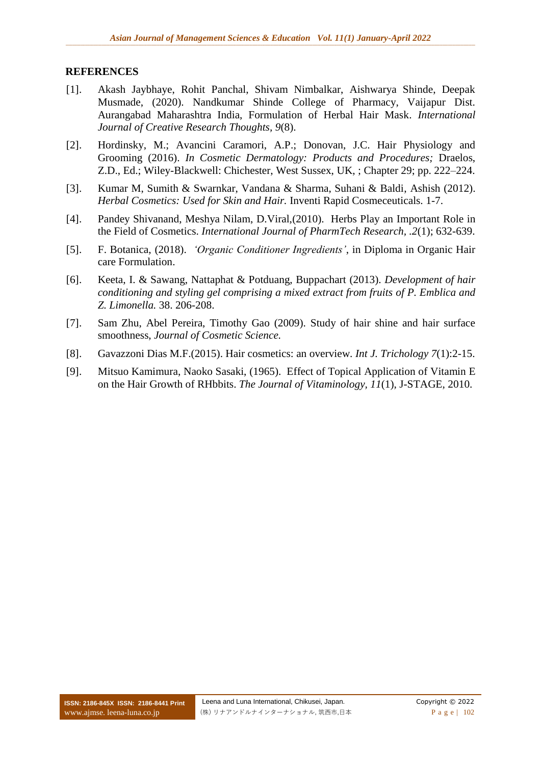## REFERENCES

[1]. Akash Jaybhaye, Rohit Panchal, Shivam Nimbalkar, Aishwarya Shinde, Deepak Musmade, (2020). Nandkumar Shinde College of Pharmacy, Vaijapur Dist. Aurangabad Maharashtra India, Formulation of Herbal Hair Mask. *International Journal of Creative Research Thoughts*, *9*(8).

[2]. Hordinsky, M.; Avancini Caramori, A.P.; Donovan, J.C. Hair Physiology and Grooming (2016). *In Cosmetic Dermatology: Products and Procedures;* Draelos, Z.D., Ed.; Wiley-Blackwell: Chichester, West Sussex, UK, ; Chapter 29; pp. 222–224.

[3]. Kumar M, Sumith & Swarnkar, Vandana & Sharma, Suhani & Baldi, Ashish (2012). *Herbal Cosmetics: Used for Skin and Hair.* Inventi Rapid Cosmeceuticals. 1-7.

[4]. Pandey Shivanand, Meshya Nilam, D.Viral,(2010). Herbs Play an Important Role in the Field of Cosmetics. *International Journal of PharmTech Research*, *.2*(1); 632-639.

[5]. F. Botanica, (2018). *'Organic Conditioner Ingredients'*, in Diploma in Organic Hair care Formulation.

[6]. Keeta, I. & Sawang, Nattaphat & Potduang, Buppachart (2013). *Development of hair conditioning and styling gel comprising a mixed extract from fruits of P. Emblica and Z. Limonella.* 38. 206-208.

[7]. Sam Zhu, Abel Pereira, Timothy Gao (2009). Study of hair shine and hair surface smoothness, *Journal of Cosmetic Science.*

[8]. Gavazzoni Dias M.F.(2015). Hair cosmetics: an overview. *Int J. Trichology 7*(1):2-15.

[9]. Mitsuo Kamimura, Naoko Sasaki, (1965). Effect of Topical Application of Vitamin E on the Hair Growth of RHbbits. *The Journal of Vitaminology, 11*(1), J-STAGE, 2010.